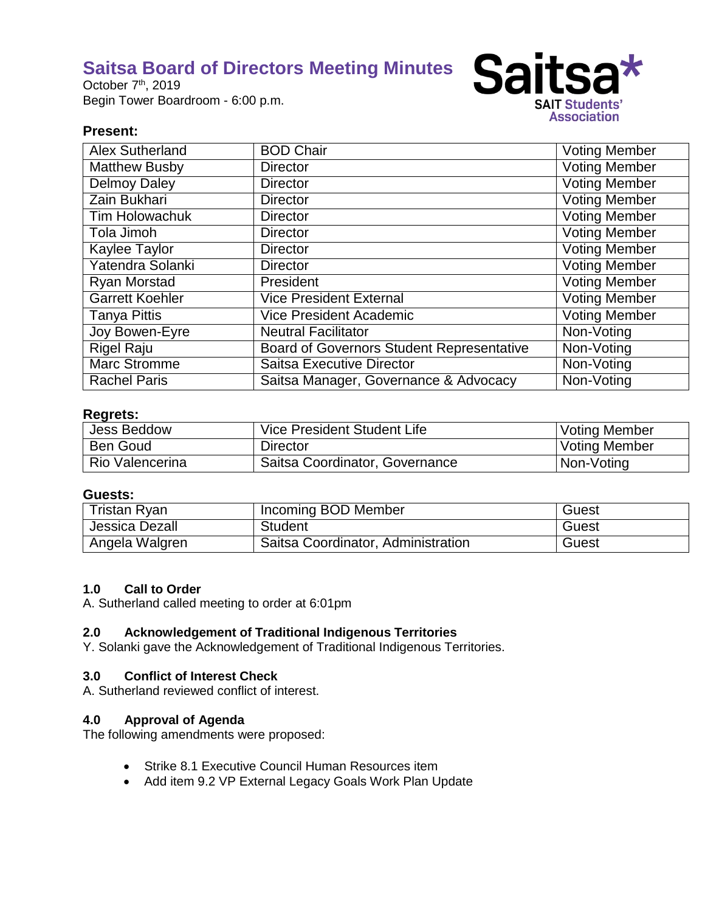# Saitsa Board of Directors Meeting Minutes

October 7th, 2019
Begin Tower Boardroom - 6:00 p.m.

**Present:**

| | | |
|---|---|---|
| Alex Sutherland | BOD Chair | Voting Member |
| Matthew Busby | Director | Voting Member |
| Delmoy Daley | Director | Voting Member |
| Zain Bukhari | Director | Voting Member |
| Tim Holowachuk | Director | Voting Member |
| Tola Jimoh | Director | Voting Member |
| Kaylee Taylor | Director | Voting Member |
| Yatendra Solanki | Director | Voting Member |
| Ryan Morstad | President | Voting Member |
| Garrett Koehler | Vice President External | Voting Member |
| Tanya Pittis | Vice President Academic | Voting Member |
| Joy Bowen-Eyre | Neutral Facilitator | Non-Voting |
| Rigel Raju | Board of Governors Student Representative | Non-Voting |
| Marc Stromme | Saitsa Executive Director | Non-Voting |
| Rachel Paris | Saitsa Manager, Governance & Advocacy | Non-Voting |

**Regrets:**

| | | |
|---|---|---|
| Jess Beddow | Vice President Student Life | Voting Member |
| Ben Goud | Director | Voting Member |
| Rio Valencerina | Saitsa Coordinator, Governance | Non-Voting |

**Guests:**

| | | |
|---|---|---|
| Tristan Ryan | Incoming BOD Member | Guest |
| Jessica Dezall | Student | Guest |
| Angela Walgren | Saitsa Coordinator, Administration | Guest |

### 1.0 Call to Order

A. Sutherland called meeting to order at 6:01pm

### 2.0 Acknowledgement of Traditional Indigenous Territories

Y. Solanki gave the Acknowledgement of Traditional Indigenous Territories.

### 3.0 Conflict of Interest Check

A. Sutherland reviewed conflict of interest.

### 4.0 Approval of Agenda

The following amendments were proposed:

- Strike 8.1 Executive Council Human Resources item
- Add item 9.2 VP External Legacy Goals Work Plan Update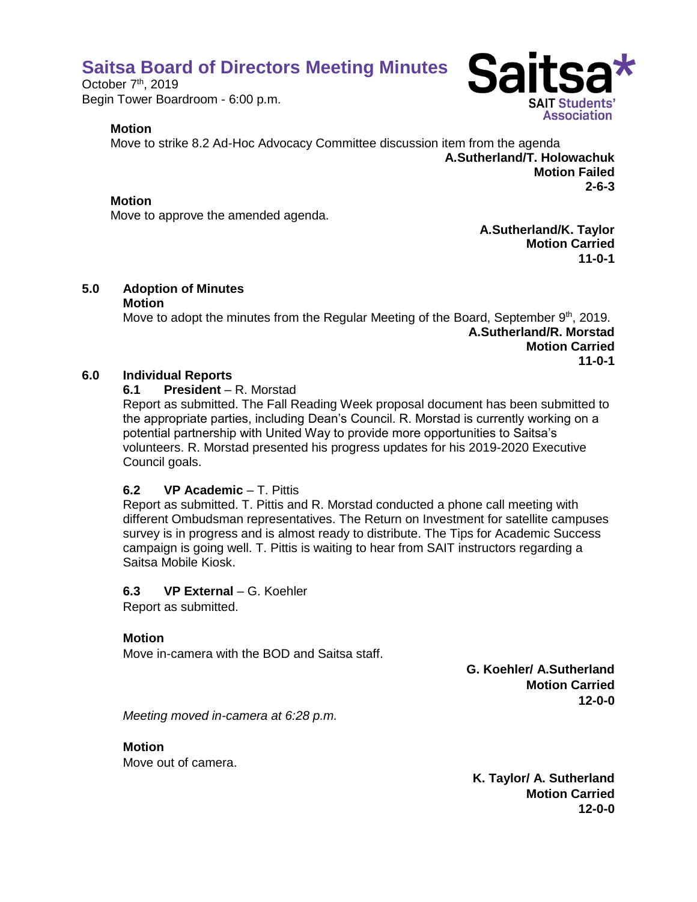# Saitsa Board of Directors Meeting Minutes

October 7th, 2019
Begin Tower Boardroom - 6:00 p.m.

**Motion**
Move to strike 8.2 Ad-Hoc Advocacy Committee discussion item from the agenda

**A.Sutherland/T. Holowachuk**
**Motion Failed**
**2-6-3**

**Motion**
Move to approve the amended agenda.

**A.Sutherland/K. Taylor**
**Motion Carried**
**11-0-1**

## 5.0 Adoption of Minutes

**Motion**
Move to adopt the minutes from the Regular Meeting of the Board, September 9th, 2019.

**A.Sutherland/R. Morstad**
**Motion Carried**
**11-0-1**

## 6.0 Individual Reports

### 6.1 President – R. Morstad

Report as submitted. The Fall Reading Week proposal document has been submitted to the appropriate parties, including Dean's Council. R. Morstad is currently working on a potential partnership with United Way to provide more opportunities to Saitsa's volunteers. R. Morstad presented his progress updates for his 2019-2020 Executive Council goals.

### 6.2 VP Academic – T. Pittis

Report as submitted. T. Pittis and R. Morstad conducted a phone call meeting with different Ombudsman representatives. The Return on Investment for satellite campuses survey is in progress and is almost ready to distribute. The Tips for Academic Success campaign is going well. T. Pittis is waiting to hear from SAIT instructors regarding a Saitsa Mobile Kiosk.

### 6.3 VP External – G. Koehler

Report as submitted.

**Motion**
Move in-camera with the BOD and Saitsa staff.

**G. Koehler/ A.Sutherland**
**Motion Carried**
**12-0-0**

*Meeting moved in-camera at 6:28 p.m.*

**Motion**
Move out of camera.

**K. Taylor/ A. Sutherland**
**Motion Carried**
**12-0-0**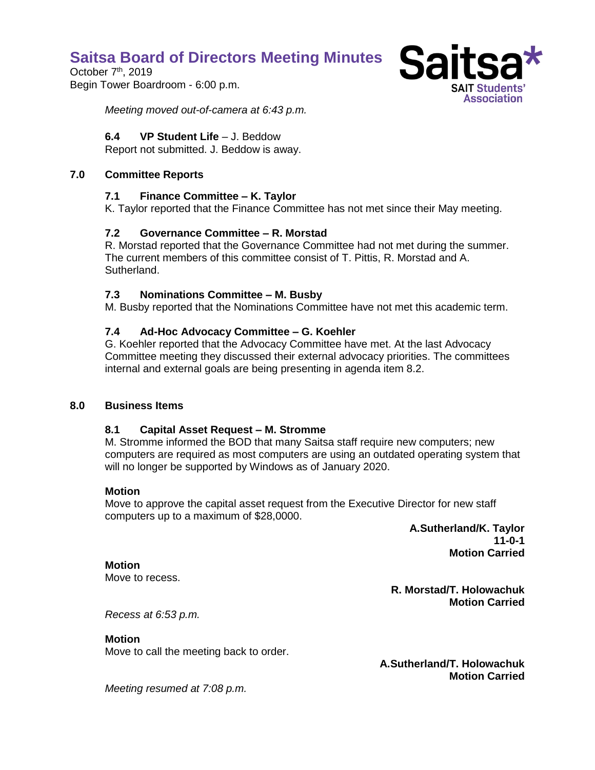*Meeting moved out-of-camera at 6:43 p.m.*

**6.4 VP Student Life** – J. Beddow
Report not submitted. J. Beddow is away.

## 7.0 Committee Reports

### 7.1 Finance Committee – K. Taylor

K. Taylor reported that the Finance Committee has not met since their May meeting.

### 7.2 Governance Committee – R. Morstad

R. Morstad reported that the Governance Committee had not met during the summer. The current members of this committee consist of T. Pittis, R. Morstad and A. Sutherland.

### 7.3 Nominations Committee – M. Busby

M. Busby reported that the Nominations Committee have not met this academic term.

### 7.4 Ad-Hoc Advocacy Committee – G. Koehler

G. Koehler reported that the Advocacy Committee have met. At the last Advocacy Committee meeting they discussed their external advocacy priorities. The committees internal and external goals are being presenting in agenda item 8.2.

## 8.0 Business Items

### 8.1 Capital Asset Request – M. Stromme

M. Stromme informed the BOD that many Saitsa staff require new computers; new computers are required as most computers are using an outdated operating system that will no longer be supported by Windows as of January 2020.

**Motion**
Move to approve the capital asset request from the Executive Director for new staff computers up to a maximum of $28,0000.

**A.Sutherland/K. Taylor**
**11-0-1**
**Motion Carried**

**Motion**
Move to recess.

**R. Morstad/T. Holowachuk**
**Motion Carried**

*Recess at 6:53 p.m.*

**Motion**
Move to call the meeting back to order.

**A.Sutherland/T. Holowachuk**
**Motion Carried**

*Meeting resumed at 7:08 p.m.*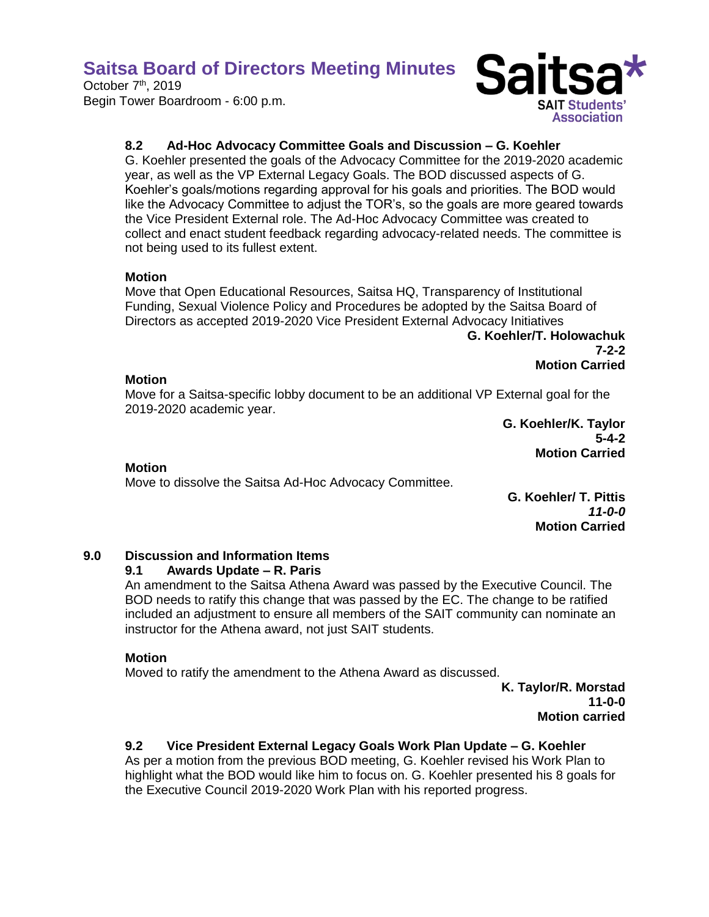### 8.2 Ad-Hoc Advocacy Committee Goals and Discussion – G. Koehler

G. Koehler presented the goals of the Advocacy Committee for the 2019-2020 academic year, as well as the VP External Legacy Goals. The BOD discussed aspects of G. Koehler's goals/motions regarding approval for his goals and priorities. The BOD would like the Advocacy Committee to adjust the TOR's, so the goals are more geared towards the Vice President External role. The Ad-Hoc Advocacy Committee was created to collect and enact student feedback regarding advocacy-related needs. The committee is not being used to its fullest extent.

**Motion**

Move that Open Educational Resources, Saitsa HQ, Transparency of Institutional Funding, Sexual Violence Policy and Procedures be adopted by the Saitsa Board of Directors as accepted 2019-2020 Vice President External Advocacy Initiatives

**G. Koehler/T. Holowachuk**
**7-2-2**
**Motion Carried**

**Motion**

Move for a Saitsa-specific lobby document to be an additional VP External goal for the 2019-2020 academic year.

**G. Koehler/K. Taylor**
**5-4-2**
**Motion Carried**

**Motion**

Move to dissolve the Saitsa Ad-Hoc Advocacy Committee.

**G. Koehler/ T. Pittis**
***11-0-0***
**Motion Carried**

## 9.0 Discussion and Information Items

### 9.1 Awards Update – R. Paris

An amendment to the Saitsa Athena Award was passed by the Executive Council. The BOD needs to ratify this change that was passed by the EC. The change to be ratified included an adjustment to ensure all members of the SAIT community can nominate an instructor for the Athena award, not just SAIT students.

**Motion**

Moved to ratify the amendment to the Athena Award as discussed.

**K. Taylor/R. Morstad**
**11-0-0**
**Motion carried**

### 9.2 Vice President External Legacy Goals Work Plan Update – G. Koehler

As per a motion from the previous BOD meeting, G. Koehler revised his Work Plan to highlight what the BOD would like him to focus on. G. Koehler presented his 8 goals for the Executive Council 2019-2020 Work Plan with his reported progress.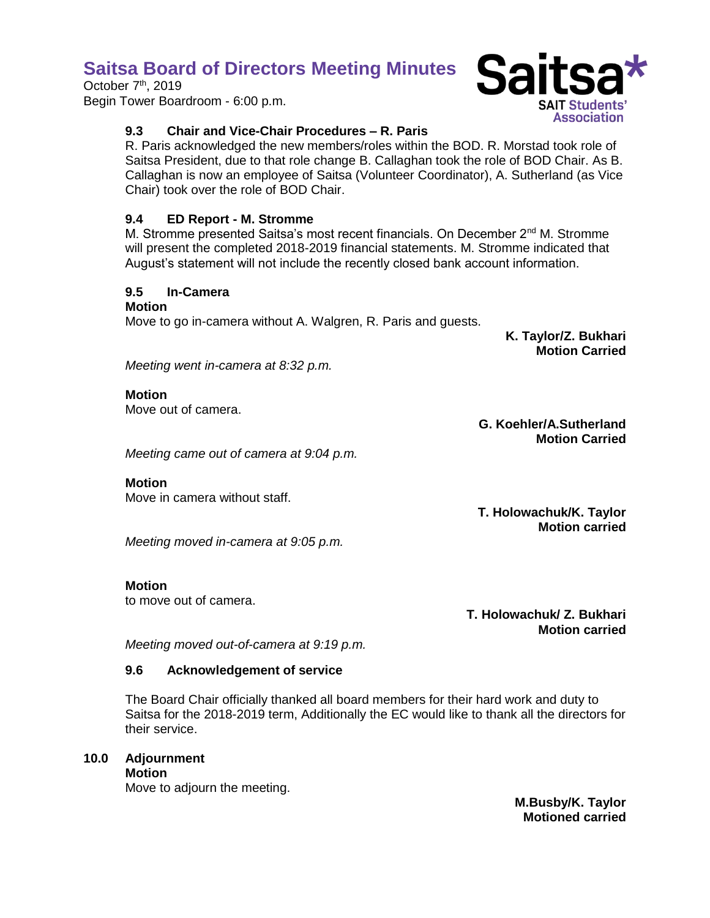# Saitsa Board of Directors Meeting Minutes

October 7th, 2019
Begin Tower Boardroom - 6:00 p.m.

### 9.3 Chair and Vice-Chair Procedures – R. Paris

R. Paris acknowledged the new members/roles within the BOD. R. Morstad took role of Saitsa President, due to that role change B. Callaghan took the role of BOD Chair. As B. Callaghan is now an employee of Saitsa (Volunteer Coordinator), A. Sutherland (as Vice Chair) took over the role of BOD Chair.

### 9.4 ED Report - M. Stromme

M. Stromme presented Saitsa's most recent financials. On December 2nd M. Stromme will present the completed 2018-2019 financial statements. M. Stromme indicated that August's statement will not include the recently closed bank account information.

### 9.5 In-Camera

**Motion**
Move to go in-camera without A. Walgren, R. Paris and guests.

**K. Taylor/Z. Bukhari**
**Motion Carried**

*Meeting went in-camera at 8:32 p.m.*

**Motion**
Move out of camera.

**G. Koehler/A.Sutherland**
**Motion Carried**

*Meeting came out of camera at 9:04 p.m.*

**Motion**
Move in camera without staff.

**T. Holowachuk/K. Taylor**
**Motion carried**

*Meeting moved in-camera at 9:05 p.m.*

**Motion**
to move out of camera.

**T. Holowachuk/ Z. Bukhari**
**Motion carried**

*Meeting moved out-of-camera at 9:19 p.m.*

### 9.6 Acknowledgement of service

The Board Chair officially thanked all board members for their hard work and duty to Saitsa for the 2018-2019 term, Additionally the EC would like to thank all the directors for their service.

## 10.0 Adjournment

**Motion**
Move to adjourn the meeting.

**M.Busby/K. Taylor**
**Motioned carried**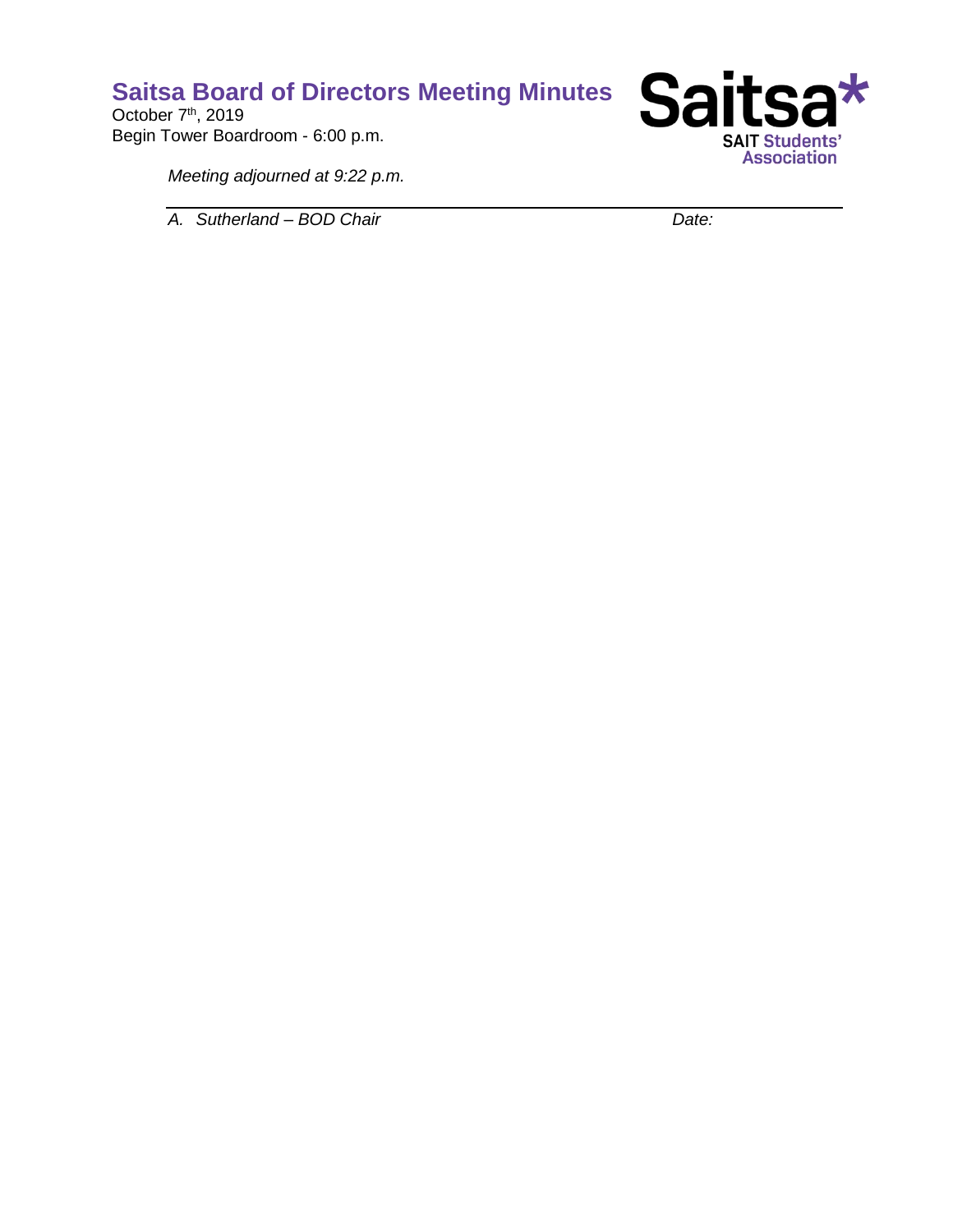*Meeting adjourned at 9:22 p.m.*

---

*A. Sutherland – BOD Chair* *Date:*